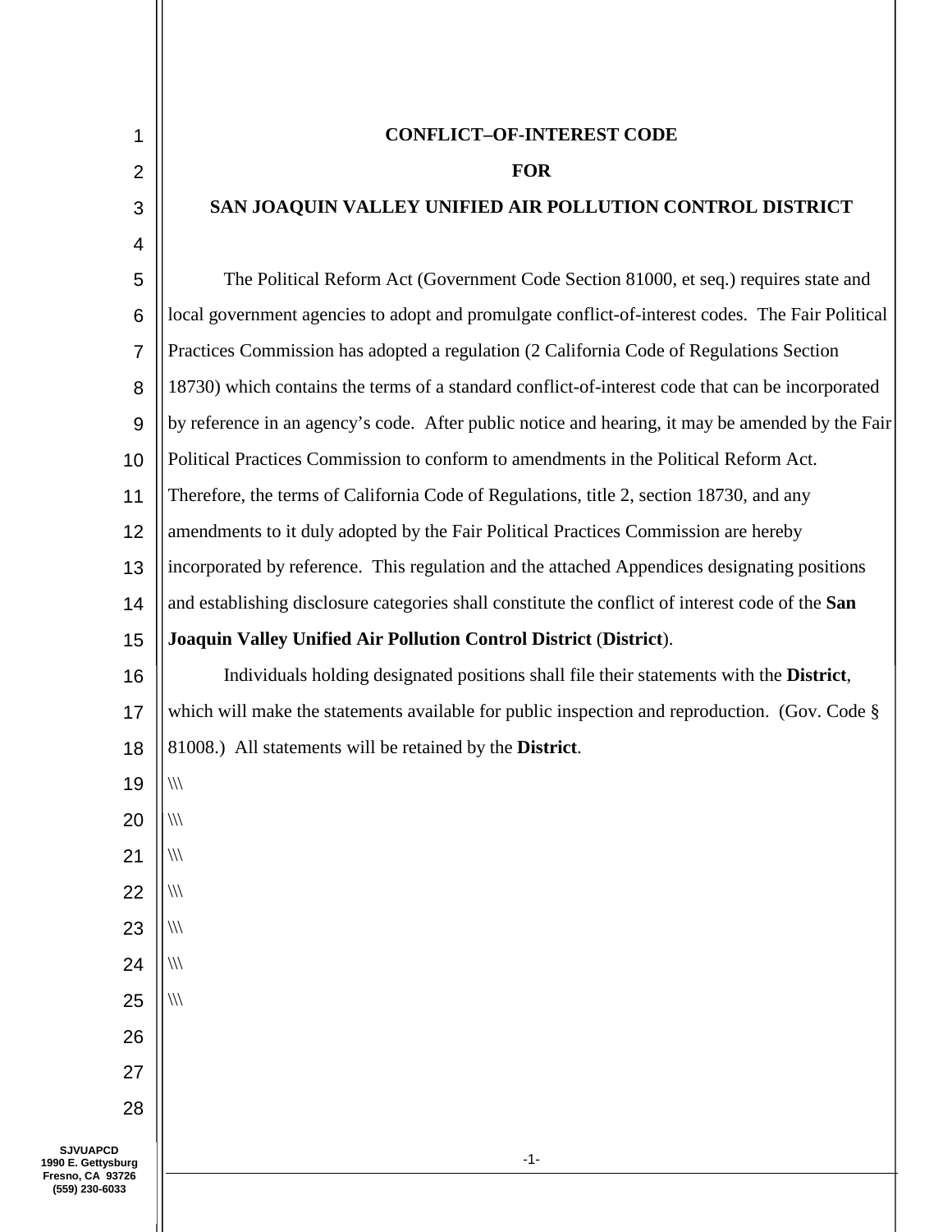# CONFLICT–OF-INTEREST CODE

# FOR

# SAN JOAQUIN VALLEY UNIFIED AIR POLLUTION CONTROL DISTRICT

The Political Reform Act (Government Code Section 81000, et seq.) requires state and local government agencies to adopt and promulgate conflict-of-interest codes. The Fair Political Practices Commission has adopted a regulation (2 California Code of Regulations Section 18730) which contains the terms of a standard conflict-of-interest code that can be incorporated by reference in an agency's code. After public notice and hearing, it may be amended by the Fair Political Practices Commission to conform to amendments in the Political Reform Act. Therefore, the terms of California Code of Regulations, title 2, section 18730, and any amendments to it duly adopted by the Fair Political Practices Commission are hereby incorporated by reference. This regulation and the attached Appendices designating positions and establishing disclosure categories shall constitute the conflict of interest code of the **San Joaquin Valley Unified Air Pollution Control District** (**District**).

Individuals holding designated positions shall file their statements with the **District**, which will make the statements available for public inspection and reproduction. (Gov. Code § 81008.) All statements will be retained by the **District**.

\\\

\\\

\\\

\\\

\\\

\\\

\\\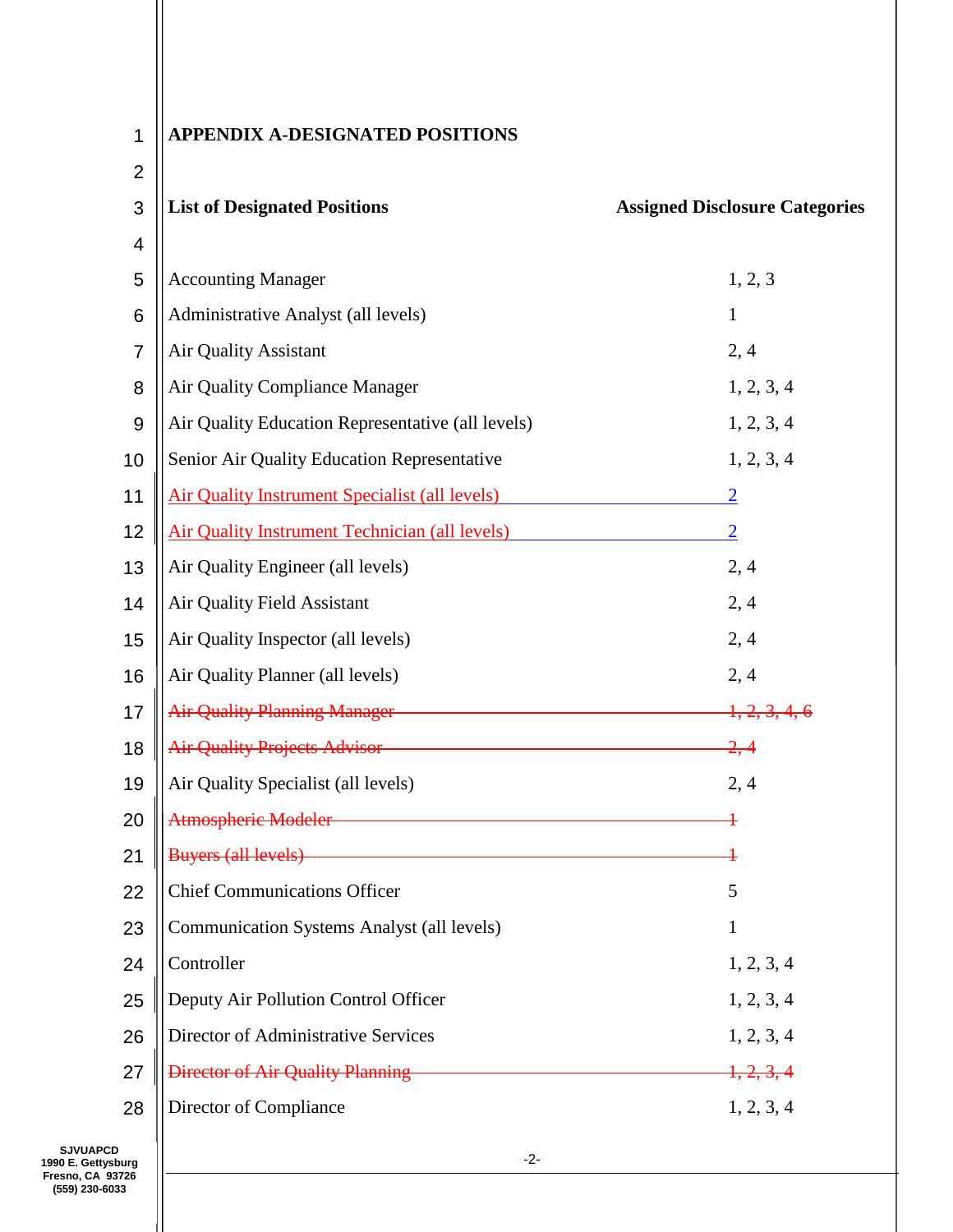**APPENDIX A-DESIGNATED POSITIONS**

| List of Designated Positions | Assigned Disclosure Categories |
|---|---|
| Accounting Manager | 1, 2, 3 |
| Administrative Analyst (all levels) | 1 |
| Air Quality Assistant | 2, 4 |
| Air Quality Compliance Manager | 1, 2, 3, 4 |
| Air Quality Education Representative (all levels) | 1, 2, 3, 4 |
| Senior Air Quality Education Representative | 1, 2, 3, 4 |
| Air Quality Instrument Specialist (all levels) | 2 |
| Air Quality Instrument Technician (all levels) | 2 |
| Air Quality Engineer (all levels) | 2, 4 |
| Air Quality Field Assistant | 2, 4 |
| Air Quality Inspector (all levels) | 2, 4 |
| Air Quality Planner (all levels) | 2, 4 |
| ~~Air Quality Planning Manager~~ | ~~1, 2, 3, 4, 6~~ |
| ~~Air Quality Projects Advisor~~ | ~~2, 4~~ |
| Air Quality Specialist (all levels) | 2, 4 |
| ~~Atmospheric Modeler~~ | ~~1~~ |
| ~~Buyers (all levels)~~ | ~~1~~ |
| Chief Communications Officer | 5 |
| Communication Systems Analyst (all levels) | 1 |
| Controller | 1, 2, 3, 4 |
| Deputy Air Pollution Control Officer | 1, 2, 3, 4 |
| Director of Administrative Services | 1, 2, 3, 4 |
| ~~Director of Air Quality Planning~~ | ~~1, 2, 3, 4~~ |
| Director of Compliance | 1, 2, 3, 4 |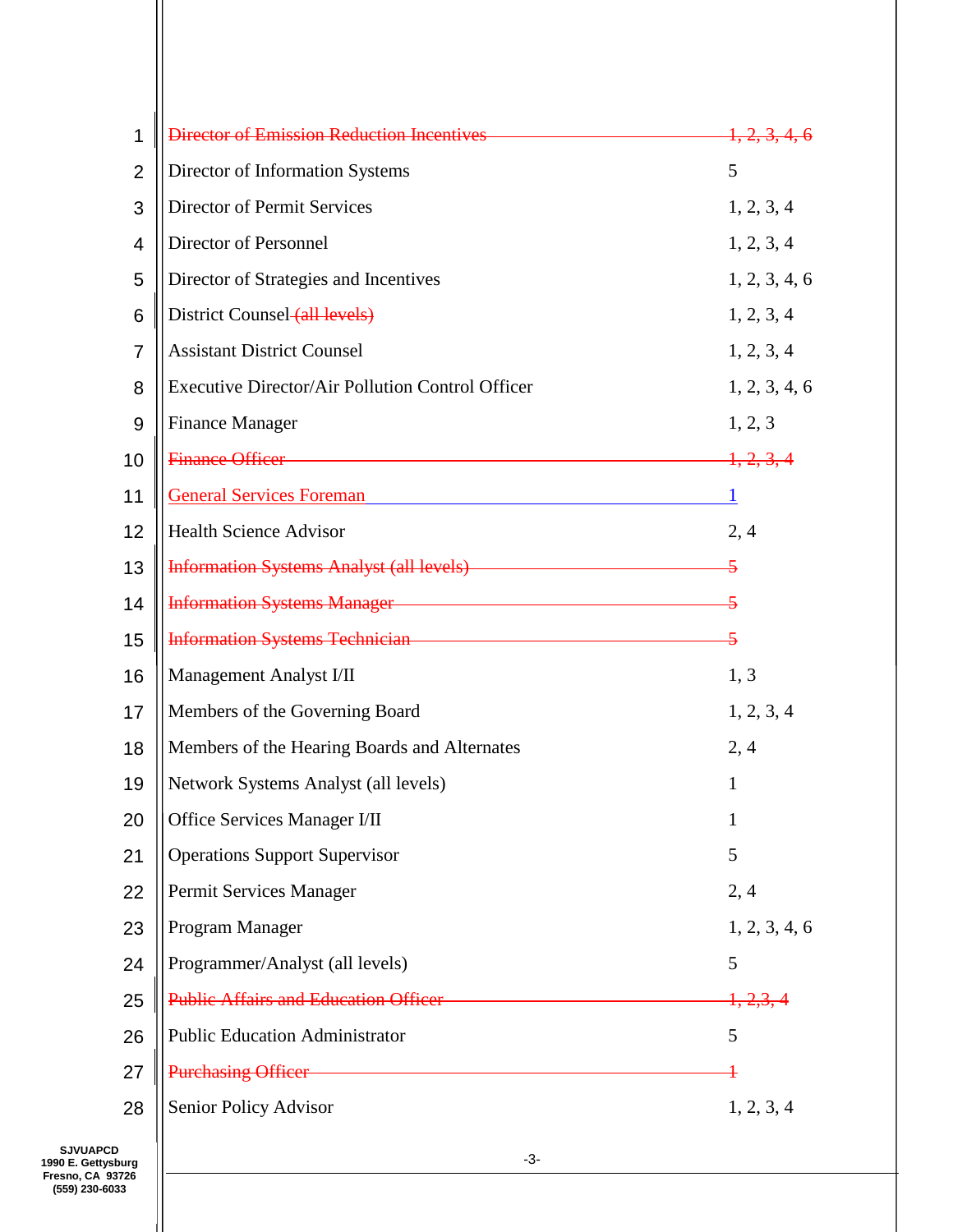| Position | Disclosure Categories |
|---|---|
| ~~Director of Emission Reduction Incentives~~ | ~~1, 2, 3, 4, 6~~ |
| Director of Information Systems | 5 |
| Director of Permit Services | 1, 2, 3, 4 |
| Director of Personnel | 1, 2, 3, 4 |
| Director of Strategies and Incentives | 1, 2, 3, 4, 6 |
| District Counsel ~~(all levels)~~ | 1, 2, 3, 4 |
| Assistant District Counsel | 1, 2, 3, 4 |
| Executive Director/Air Pollution Control Officer | 1, 2, 3, 4, 6 |
| Finance Manager | 1, 2, 3 |
| ~~Finance Officer~~ | ~~1, 2, 3, 4~~ |
| General Services Foreman | 1 |
| Health Science Advisor | 2, 4 |
| ~~Information Systems Analyst (all levels)~~ | ~~5~~ |
| ~~Information Systems Manager~~ | ~~5~~ |
| ~~Information Systems Technician~~ | ~~5~~ |
| Management Analyst I/II | 1, 3 |
| Members of the Governing Board | 1, 2, 3, 4 |
| Members of the Hearing Boards and Alternates | 2, 4 |
| Network Systems Analyst (all levels) | 1 |
| Office Services Manager I/II | 1 |
| Operations Support Supervisor | 5 |
| Permit Services Manager | 2, 4 |
| Program Manager | 1, 2, 3, 4, 6 |
| Programmer/Analyst (all levels) | 5 |
| ~~Public Affairs and Education Officer~~ | ~~1, 2,3, 4~~ |
| Public Education Administrator | 5 |
| ~~Purchasing Officer~~ | ~~1~~ |
| Senior Policy Advisor | 1, 2, 3, 4 |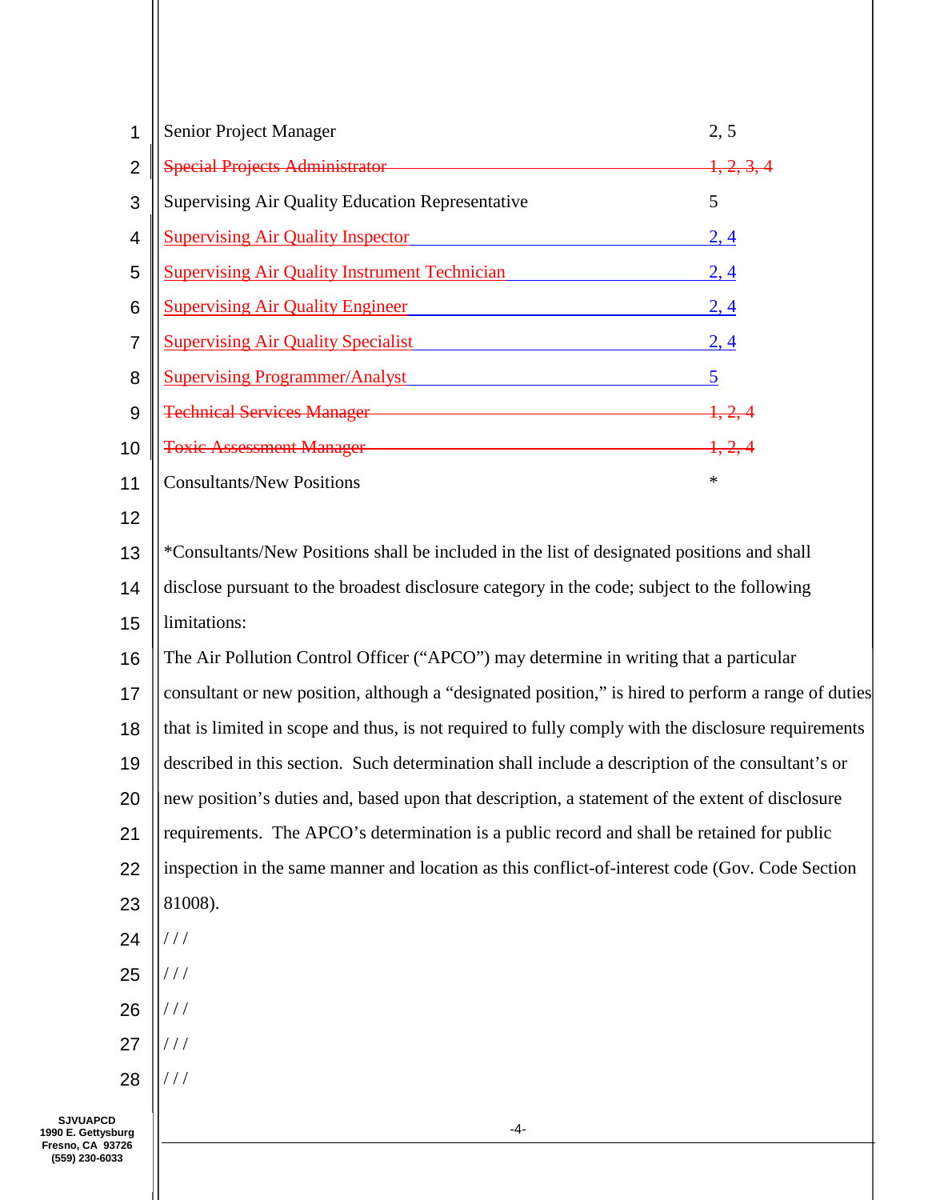| Position | Disclosure Category |
|---|---|
| Senior Project Manager | 2, 5 |
| ~~Special Projects Administrator~~ | ~~1, 2, 3, 4~~ |
| Supervising Air Quality Education Representative | 5 |
| Supervising Air Quality Inspector | 2, 4 |
| Supervising Air Quality Instrument Technician | 2, 4 |
| Supervising Air Quality Engineer | 2, 4 |
| Supervising Air Quality Specialist | 2, 4 |
| Supervising Programmer/Analyst | 5 |
| ~~Technical Services Manager~~ | ~~1, 2, 4~~ |
| ~~Toxic Assessment Manager~~ | ~~1, 2, 4~~ |
| Consultants/New Positions | * |

*Consultants/New Positions shall be included in the list of designated positions and shall disclose pursuant to the broadest disclosure category in the code; subject to the following limitations:

The Air Pollution Control Officer ("APCO") may determine in writing that a particular consultant or new position, although a "designated position," is hired to perform a range of duties that is limited in scope and thus, is not required to fully comply with the disclosure requirements described in this section. Such determination shall include a description of the consultant's or new position's duties and, based upon that description, a statement of the extent of disclosure requirements. The APCO's determination is a public record and shall be retained for public inspection in the same manner and location as this conflict-of-interest code (Gov. Code Section 81008).

/ / /

/ / /

/ / /

/ / /

/ / /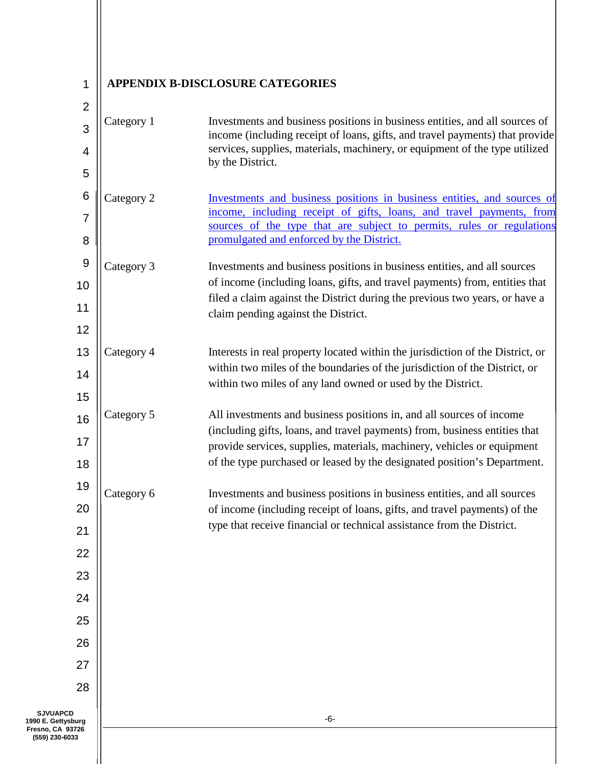## APPENDIX B-DISCLOSURE CATEGORIES

| | |
|---|---|
| Category 1 | Investments and business positions in business entities, and all sources of income (including receipt of loans, gifts, and travel payments) that provide services, supplies, materials, machinery, or equipment of the type utilized by the District. |
| Category 2 | Investments and business positions in business entities, and sources of income, including receipt of gifts, loans, and travel payments, from sources of the type that are subject to permits, rules or regulations promulgated and enforced by the District. |
| Category 3 | Investments and business positions in business entities, and all sources of income (including loans, gifts, and travel payments) from, entities that filed a claim against the District during the previous two years, or have a claim pending against the District. |
| Category 4 | Interests in real property located within the jurisdiction of the District, or within two miles of the boundaries of the jurisdiction of the District, or within two miles of any land owned or used by the District. |
| Category 5 | All investments and business positions in, and all sources of income (including gifts, loans, and travel payments) from, business entities that provide services, supplies, materials, machinery, vehicles or equipment of the type purchased or leased by the designated position's Department. |
| Category 6 | Investments and business positions in business entities, and all sources of income (including receipt of loans, gifts, and travel payments) of the type that receive financial or technical assistance from the District. |

SJVUAPCD
1990 E. Gettysburg
Fresno, CA 93726
(559) 230-6033